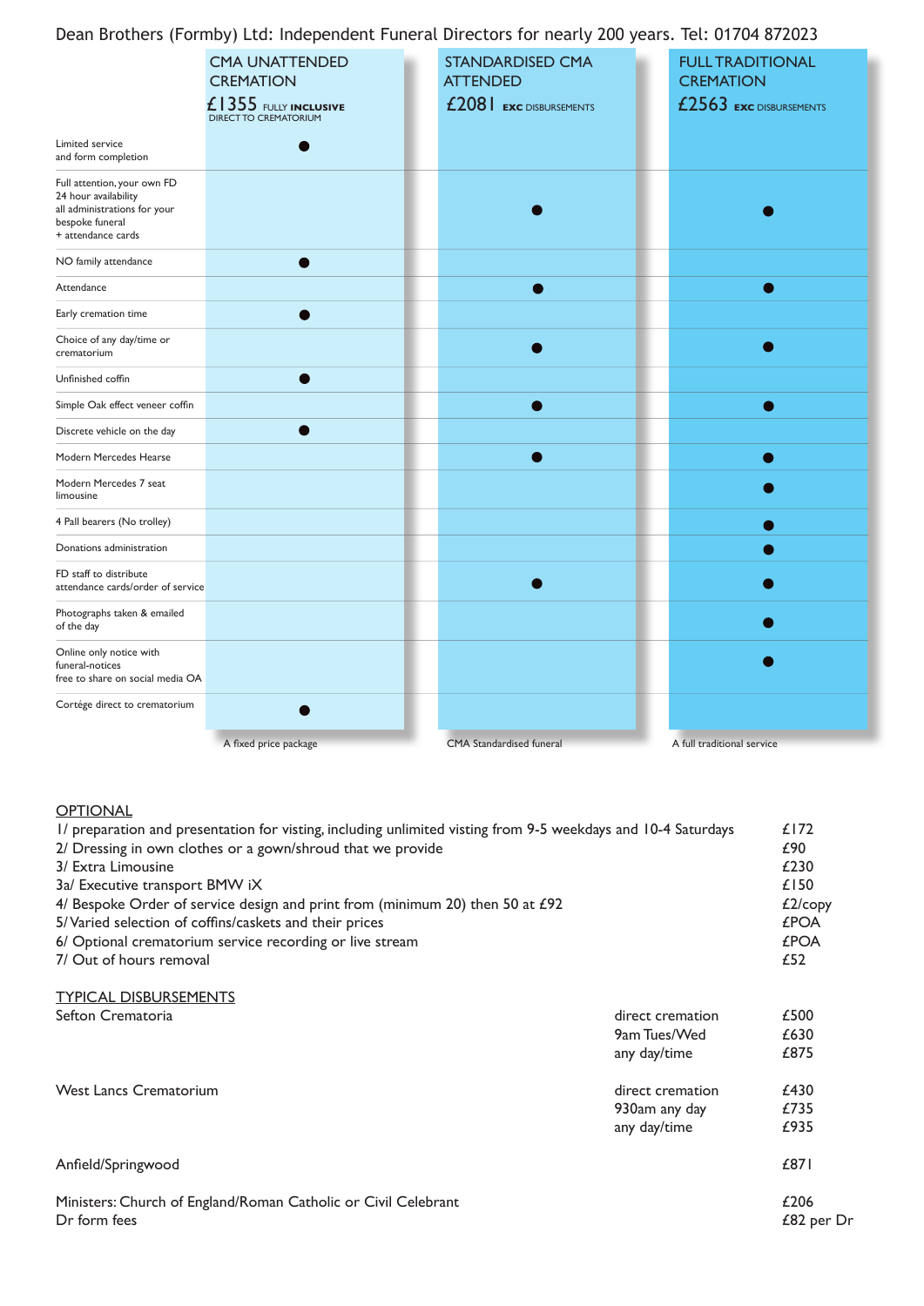Dean Brothers (Formby) Ltd: Independent Funeral Directors for nearly 200 years. Tel: 01704 872023

| | CMA UNATTENDED CREMATION<br>£1355 FULLY INCLUSIVE<br>DIRECT TO CREMATORIUM | STANDARDISED CMA ATTENDED<br>£2081 EXC DISBURSEMENTS | FULL TRADITIONAL CREMATION<br>£2563 EXC DISBURSEMENTS |
|---|---|---|---|
| Limited service and form completion | ● | | |
| Full attention, your own FD 24 hour availability all administrations for your bespoke funeral + attendance cards | | ● | ● |
| NO family attendance | ● | | |
| Attendance | | ● | ● |
| Early cremation time | ● | | |
| Choice of any day/time or crematorium | | ● | ● |
| Unfinished coffin | ● | | |
| Simple Oak effect veneer coffin | | ● | ● |
| Discrete vehicle on the day | ● | | |
| Modern Mercedes Hearse | | ● | ● |
| Modern Mercedes 7 seat limousine | | | ● |
| 4 Pall bearers (No trolley) | | | ● |
| Donations administration | | | ● |
| FD staff to distribute attendance cards/order of service | | ● | ● |
| Photographs taken & emailed of the day | | | ● |
| Online only notice with funeral-notices free to share on social media OA | | | ● |
| Cortége direct to crematorium | ● | | |
| | A fixed price package | CMA Standardised funeral | A full traditional service |

**OPTIONAL**

| | |
|---|---|
| 1/ preparation and presentation for visting, including unlimited visting from 9-5 weekdays and 10-4 Saturdays | £172 |
| 2/ Dressing in own clothes or a gown/shroud that we provide | £90 |
| 3/ Extra Limousine | £230 |
| 3a/ Executive transport BMW iX | £150 |
| 4/ Bespoke Order of service design and print from (minimum 20) then 50 at £92 | £2/copy |
| 5/ Varied selection of coffins/caskets and their prices | £POA |
| 6/ Optional crematorium service recording or live stream | £POA |
| 7/ Out of hours removal | £52 |

**TYPICAL DISBURSEMENTS**

| | | |
|---|---|---|
| Sefton Crematoria | direct cremation | £500 |
| | 9am Tues/Wed | £630 |
| | any day/time | £875 |
| West Lancs Crematorium | direct cremation | £430 |
| | 930am any day | £735 |
| | any day/time | £935 |
| Anfield/Springwood | | £871 |
| Ministers: Church of England/Roman Catholic or Civil Celebrant | | £206 |
| Dr form fees | | £82 per Dr |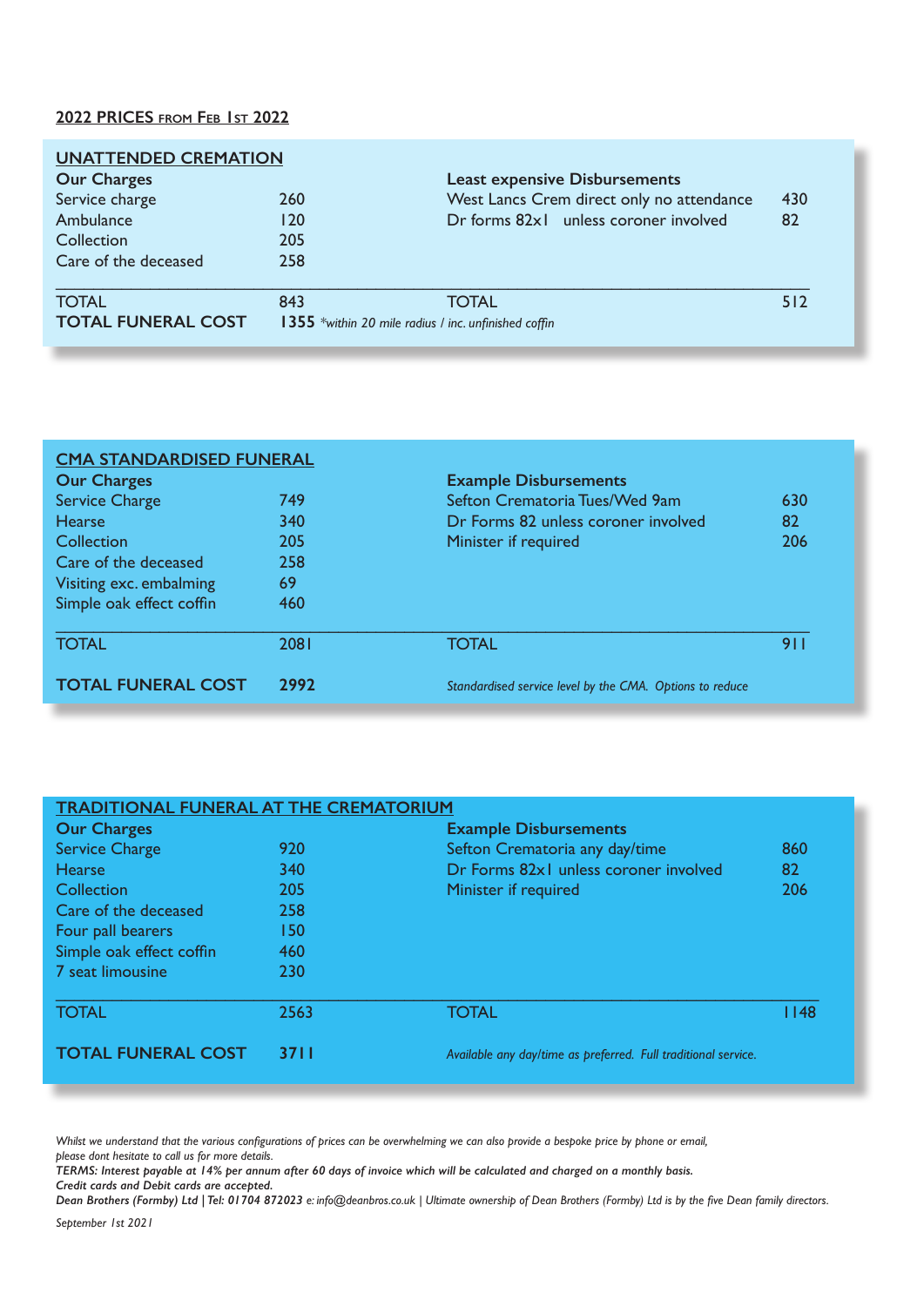## 2022 PRICES FROM FEB 1ST 2022

### UNATTENDED CREMATION

| Our Charges | | Least expensive Disbursements | |
|---|---|---|---|
| Service charge | 260 | West Lancs Crem direct only no attendance | 430 |
| Ambulance | 120 | Dr forms 82x1 unless coroner involved | 82 |
| Collection | 205 | | |
| Care of the deceased | 258 | | |
| TOTAL | 843 | TOTAL | 512 |
| **TOTAL FUNERAL COST** | 1355 *within 20 mile radius / inc. unfinished coffin* | | |

### CMA STANDARDISED FUNERAL

| Our Charges | | Example Disbursements | |
|---|---|---|---|
| Service Charge | 749 | Sefton Crematoria Tues/Wed 9am | 630 |
| Hearse | 340 | Dr Forms 82 unless coroner involved | 82 |
| Collection | 205 | Minister if required | 206 |
| Care of the deceased | 258 | | |
| Visiting exc. embalming | 69 | | |
| Simple oak effect coffin | 460 | | |
| TOTAL | 2081 | TOTAL | 911 |
| **TOTAL FUNERAL COST** | **2992** | *Standardised service level by the CMA. Options to reduce* | |

### TRADITIONAL FUNERAL AT THE CREMATORIUM

| Our Charges | | Example Disbursements | |
|---|---|---|---|
| Service Charge | 920 | Sefton Crematoria any day/time | 860 |
| Hearse | 340 | Dr Forms 82x1 unless coroner involved | 82 |
| Collection | 205 | Minister if required | 206 |
| Care of the deceased | 258 | | |
| Four pall bearers | 150 | | |
| Simple oak effect coffin | 460 | | |
| 7 seat limousine | 230 | | |
| TOTAL | 2563 | TOTAL | 1148 |
| **TOTAL FUNERAL COST** | **3711** | *Available any day/time as preferred. Full traditional service.* | |

*Whilst we understand that the various configurations of prices can be overwhelming we can also provide a bespoke price by phone or email, please dont hesitate to call us for more details.*

***TERMS: Interest payable at 14% per annum after 60 days of invoice which will be calculated and charged on a monthly basis.***

***Credit cards and Debit cards are accepted.***

***Dean Brothers (Formby) Ltd** | **Tel: 01704 872023** e: info@deanbros.co.uk | Ultimate ownership of Dean Brothers (Formby) Ltd is by the five Dean family directors.*

*September 1st 2021*